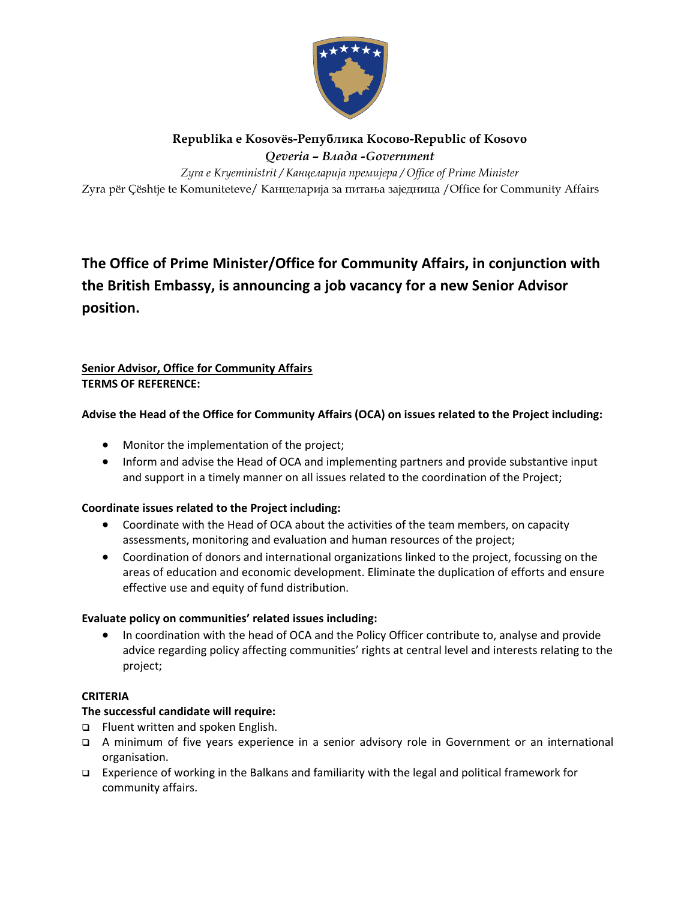**Republika e Kosovës-Република Косово-Republic of Kosovo**

***Qeveria – Влада -Government***

*Zyra e Kryeministrit / Канцеларија премијера / Office of Prime Minister*

Zyra për Çështje te Komuniteteve/ Канцеларија за питања заједница /Office for Community Affairs

# The Office of Prime Minister/Office for Community Affairs, in conjunction with the British Embassy, is announcing a job vacancy for a new Senior Advisor position.

**Senior Advisor, Office for Community Affairs**

**TERMS OF REFERENCE:**

**Advise the Head of the Office for Community Affairs (OCA) on issues related to the Project including:**

- Monitor the implementation of the project;
- Inform and advise the Head of OCA and implementing partners and provide substantive input and support in a timely manner on all issues related to the coordination of the Project;

**Coordinate issues related to the Project including:**

- Coordinate with the Head of OCA about the activities of the team members, on capacity assessments, monitoring and evaluation and human resources of the project;
- Coordination of donors and international organizations linked to the project, focussing on the areas of education and economic development. Eliminate the duplication of efforts and ensure effective use and equity of fund distribution.

**Evaluate policy on communities' related issues including:**

- In coordination with the head of OCA and the Policy Officer contribute to, analyse and provide advice regarding policy affecting communities' rights at central level and interests relating to the project;

**CRITERIA**

**The successful candidate will require:**

- Fluent written and spoken English.
- A minimum of five years experience in a senior advisory role in Government or an international organisation.
- Experience of working in the Balkans and familiarity with the legal and political framework for community affairs.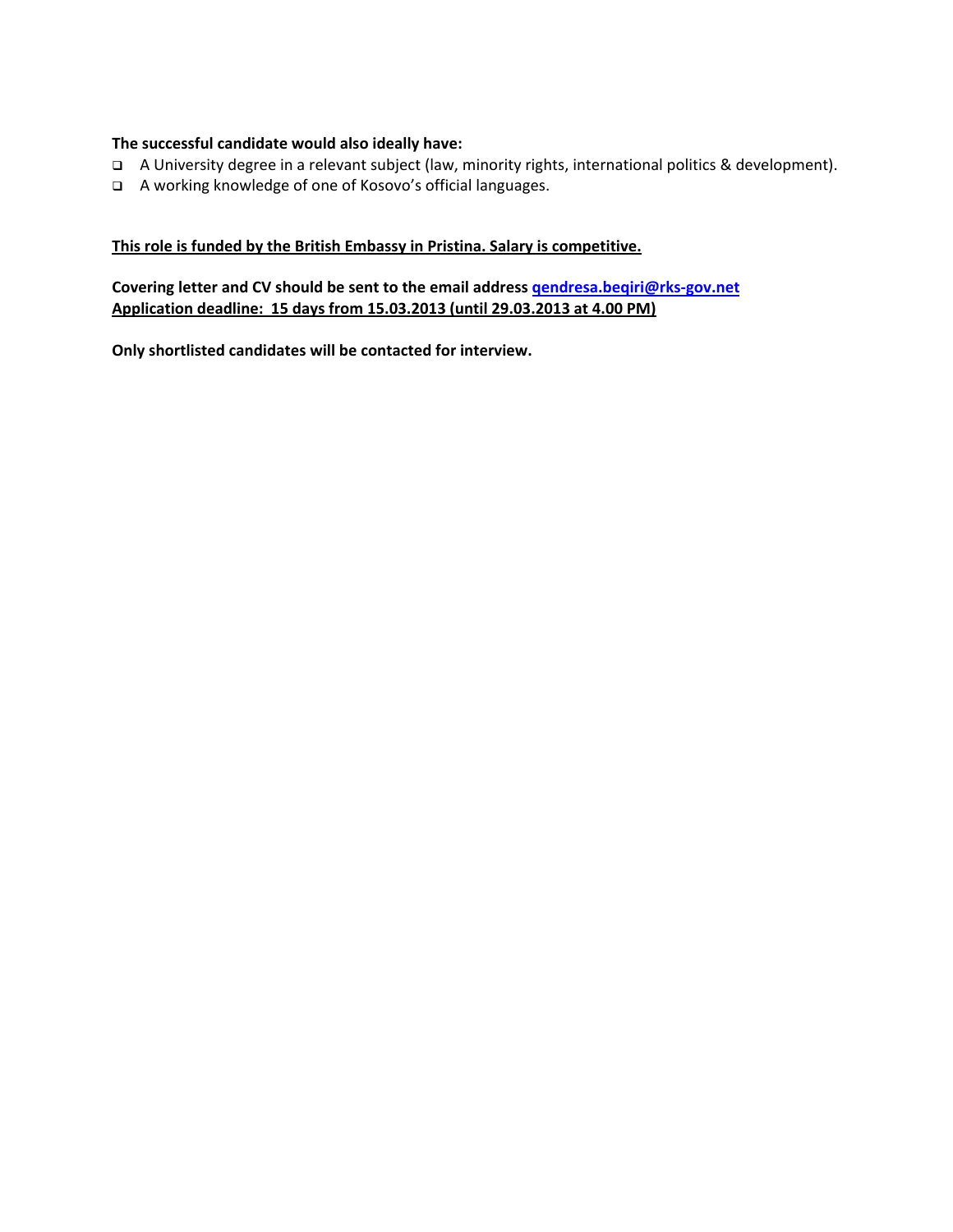**The successful candidate would also ideally have:**

- A University degree in a relevant subject (law, minority rights, international politics & development).
- A working knowledge of one of Kosovo's official languages.

**This role is funded by the British Embassy in Pristina. Salary is competitive.**

**Covering letter and CV should be sent to the email address [qendresa.beqiri@rks-gov.net](mailto:qendresa.beqiri@rks-gov.net)**
**Application deadline: 15 days from 15.03.2013 (until 29.03.2013 at 4.00 PM)**

**Only shortlisted candidates will be contacted for interview.**